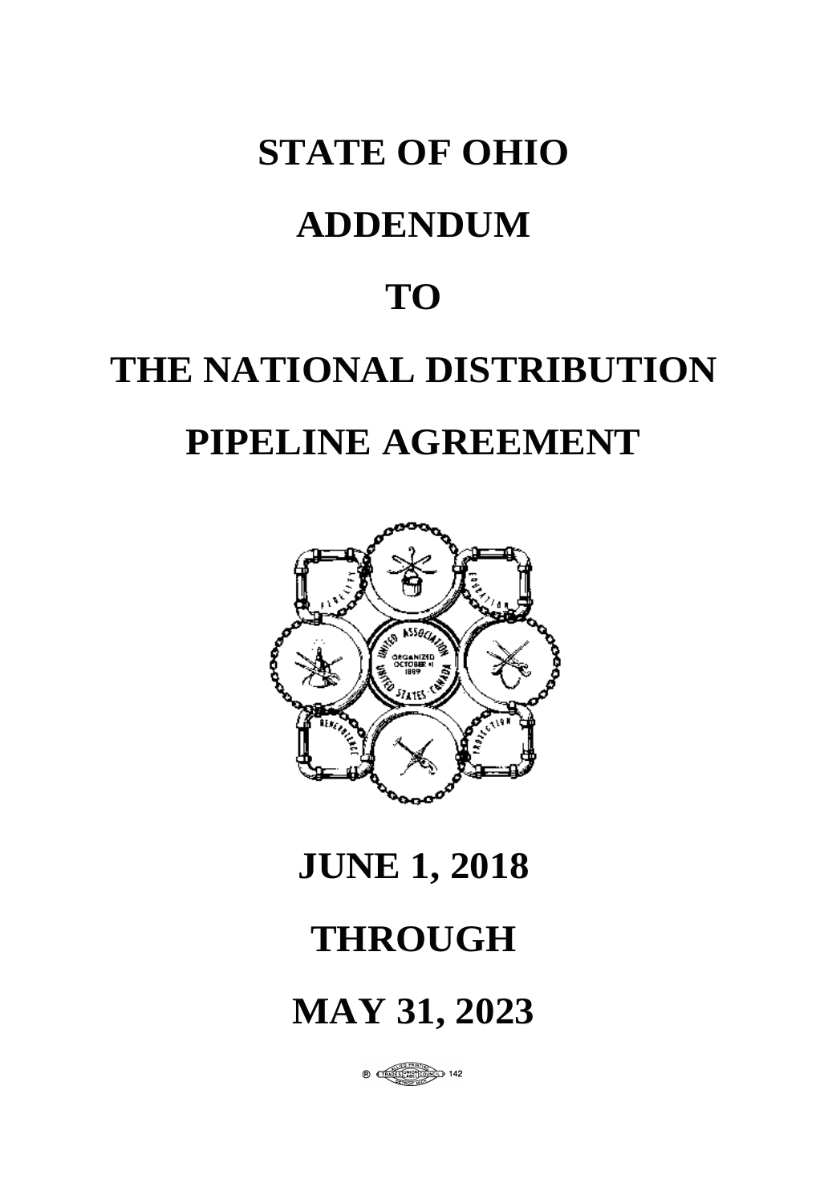# STATE OF OHIO

# ADDENDUM

# TO

# THE NATIONAL DISTRIBUTION PIPELINE AGREEMENT

# JUNE 1, 2018

# THROUGH

# MAY 31, 2023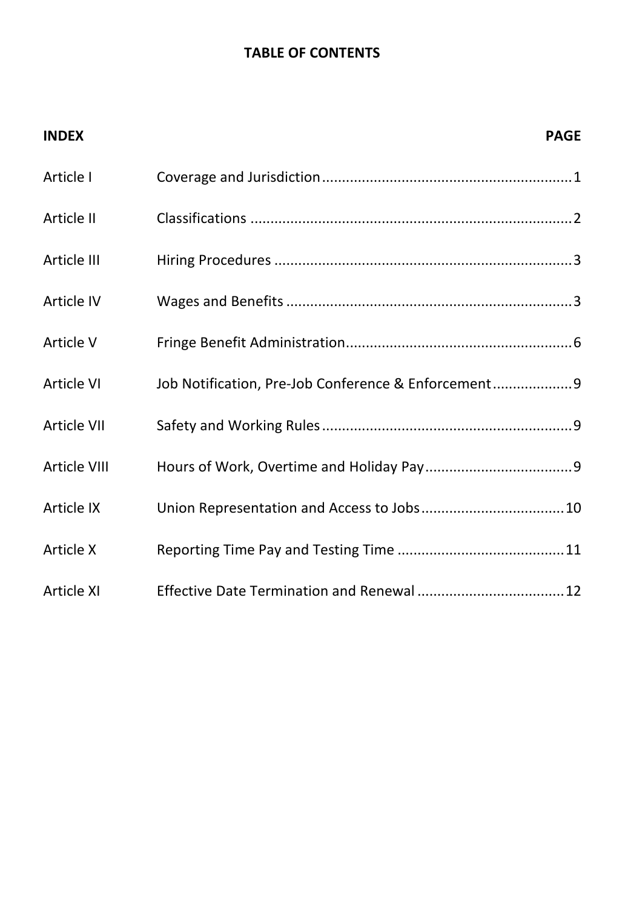# TABLE OF CONTENTS

| INDEX | | PAGE |
|---|---|---|
| Article I | Coverage and Jurisdiction | 1 |
| Article II | Classifications | 2 |
| Article III | Hiring Procedures | 3 |
| Article IV | Wages and Benefits | 3 |
| Article V | Fringe Benefit Administration | 6 |
| Article VI | Job Notification, Pre-Job Conference & Enforcement | 9 |
| Article VII | Safety and Working Rules | 9 |
| Article VIII | Hours of Work, Overtime and Holiday Pay | 9 |
| Article IX | Union Representation and Access to Jobs | 10 |
| Article X | Reporting Time Pay and Testing Time | 11 |
| Article XI | Effective Date Termination and Renewal | 12 |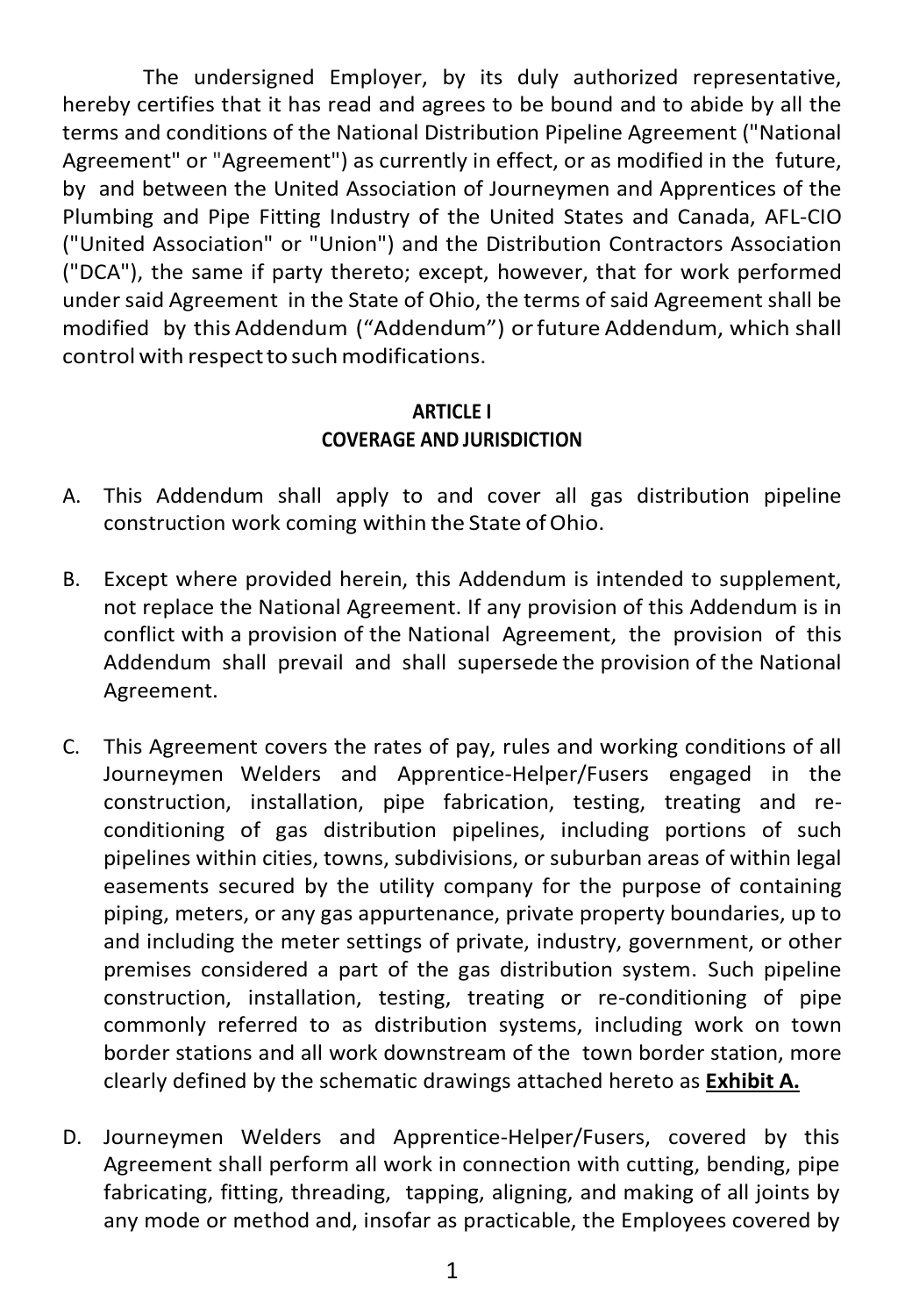The undersigned Employer, by its duly authorized representative, hereby certifies that it has read and agrees to be bound and to abide by all the terms and conditions of the National Distribution Pipeline Agreement ("National Agreement" or "Agreement") as currently in effect, or as modified in the future, by and between the United Association of Journeymen and Apprentices of the Plumbing and Pipe Fitting Industry of the United States and Canada, AFL-CIO ("United Association" or "Union") and the Distribution Contractors Association ("DCA"), the same if party thereto; except, however, that for work performed under said Agreement in the State of Ohio, the terms of said Agreement shall be modified by this Addendum ("Addendum") or future Addendum, which shall control with respect to such modifications.

## ARTICLE I
## COVERAGE AND JURISDICTION

A. This Addendum shall apply to and cover all gas distribution pipeline construction work coming within the State of Ohio.

B. Except where provided herein, this Addendum is intended to supplement, not replace the National Agreement. If any provision of this Addendum is in conflict with a provision of the National Agreement, the provision of this Addendum shall prevail and shall supersede the provision of the National Agreement.

C. This Agreement covers the rates of pay, rules and working conditions of all Journeymen Welders and Apprentice-Helper/Fusers engaged in the construction, installation, pipe fabrication, testing, treating and re-conditioning of gas distribution pipelines, including portions of such pipelines within cities, towns, subdivisions, or suburban areas of within legal easements secured by the utility company for the purpose of containing piping, meters, or any gas appurtenance, private property boundaries, up to and including the meter settings of private, industry, government, or other premises considered a part of the gas distribution system. Such pipeline construction, installation, testing, treating or re-conditioning of pipe commonly referred to as distribution systems, including work on town border stations and all work downstream of the town border station, more clearly defined by the schematic drawings attached hereto as **Exhibit A.**

D. Journeymen Welders and Apprentice-Helper/Fusers, covered by this Agreement shall perform all work in connection with cutting, bending, pipe fabricating, fitting, threading, tapping, aligning, and making of all joints by any mode or method and, insofar as practicable, the Employees covered by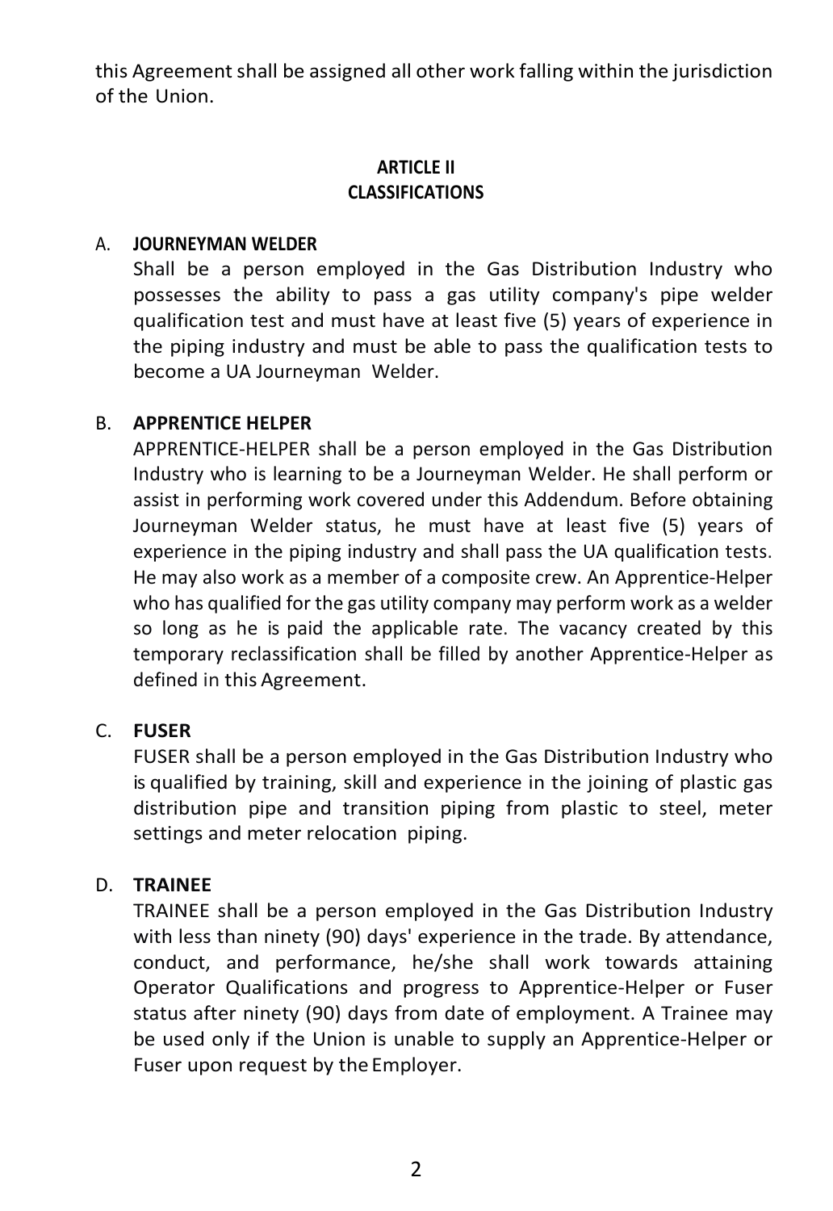this Agreement shall be assigned all other work falling within the jurisdiction of the Union.

## ARTICLE II
## CLASSIFICATIONS

A. **JOURNEYMAN WELDER**

Shall be a person employed in the Gas Distribution Industry who possesses the ability to pass a gas utility company's pipe welder qualification test and must have at least five (5) years of experience in the piping industry and must be able to pass the qualification tests to become a UA Journeyman Welder.

B. **APPRENTICE HELPER**

APPRENTICE-HELPER shall be a person employed in the Gas Distribution Industry who is learning to be a Journeyman Welder. He shall perform or assist in performing work covered under this Addendum. Before obtaining Journeyman Welder status, he must have at least five (5) years of experience in the piping industry and shall pass the UA qualification tests. He may also work as a member of a composite crew. An Apprentice-Helper who has qualified for the gas utility company may perform work as a welder so long as he is paid the applicable rate. The vacancy created by this temporary reclassification shall be filled by another Apprentice-Helper as defined in this Agreement.

C. **FUSER**

FUSER shall be a person employed in the Gas Distribution Industry who is qualified by training, skill and experience in the joining of plastic gas distribution pipe and transition piping from plastic to steel, meter settings and meter relocation piping.

D. **TRAINEE**

TRAINEE shall be a person employed in the Gas Distribution Industry with less than ninety (90) days' experience in the trade. By attendance, conduct, and performance, he/she shall work towards attaining Operator Qualifications and progress to Apprentice-Helper or Fuser status after ninety (90) days from date of employment. A Trainee may be used only if the Union is unable to supply an Apprentice-Helper or Fuser upon request by the Employer.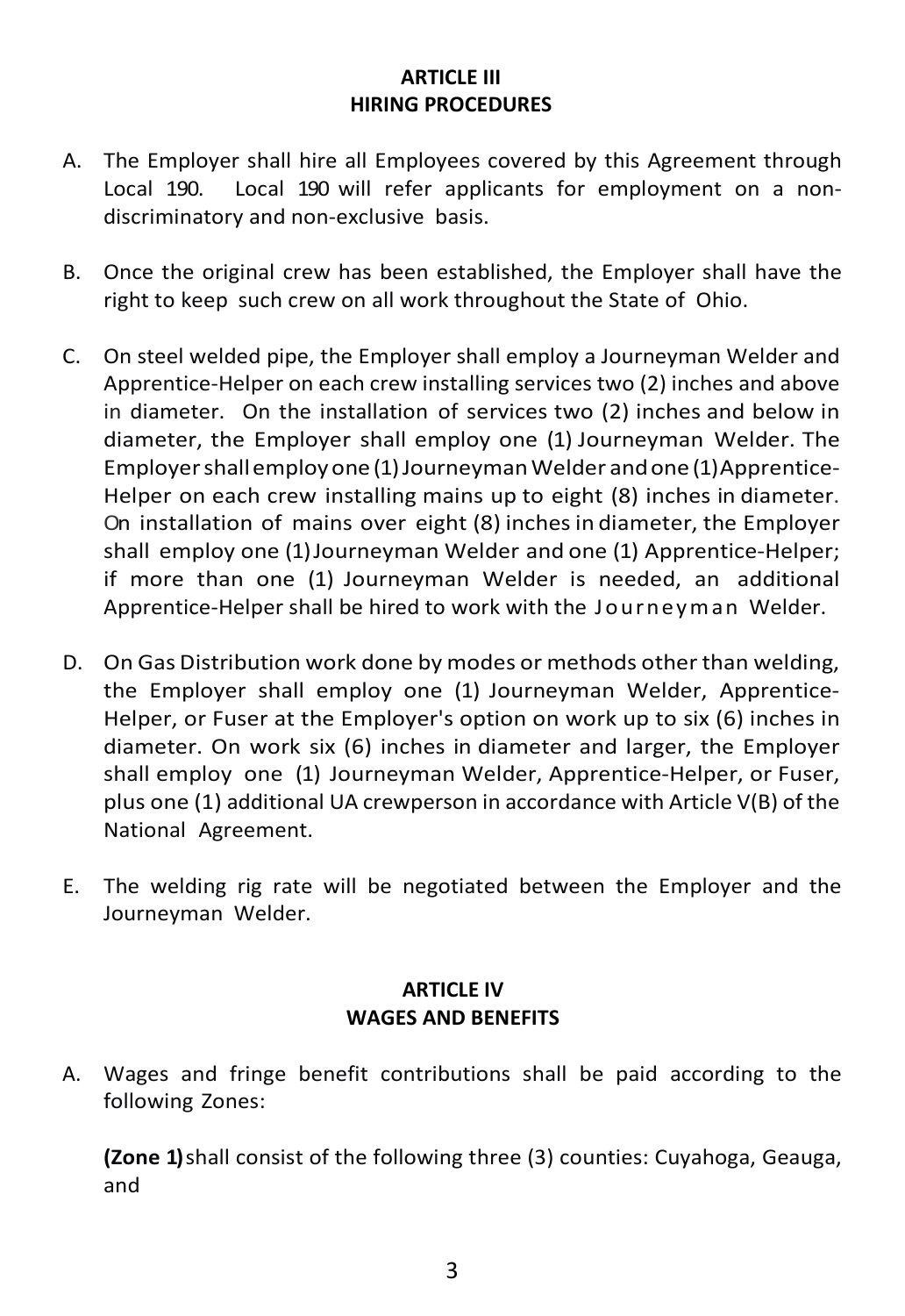## ARTICLE III
## HIRING PROCEDURES

A. The Employer shall hire all Employees covered by this Agreement through Local 190. Local 190 will refer applicants for employment on a non-discriminatory and non-exclusive basis.

B. Once the original crew has been established, the Employer shall have the right to keep such crew on all work throughout the State of Ohio.

C. On steel welded pipe, the Employer shall employ a Journeyman Welder and Apprentice-Helper on each crew installing services two (2) inches and above in diameter. On the installation of services two (2) inches and below in diameter, the Employer shall employ one (1) Journeyman Welder. The Employer shall employ one (1) Journeyman Welder and one (1) Apprentice-Helper on each crew installing mains up to eight (8) inches in diameter. On installation of mains over eight (8) inches in diameter, the Employer shall employ one (1) Journeyman Welder and one (1) Apprentice-Helper; if more than one (1) Journeyman Welder is needed, an additional Apprentice-Helper shall be hired to work with the Journeyman Welder.

D. On Gas Distribution work done by modes or methods other than welding, the Employer shall employ one (1) Journeyman Welder, Apprentice-Helper, or Fuser at the Employer's option on work up to six (6) inches in diameter. On work six (6) inches in diameter and larger, the Employer shall employ one (1) Journeyman Welder, Apprentice-Helper, or Fuser, plus one (1) additional UA crewperson in accordance with Article V(B) of the National Agreement.

E. The welding rig rate will be negotiated between the Employer and the Journeyman Welder.

## ARTICLE IV
## WAGES AND BENEFITS

A. Wages and fringe benefit contributions shall be paid according to the following Zones:

**(Zone 1)** shall consist of the following three (3) counties: Cuyahoga, Geauga, and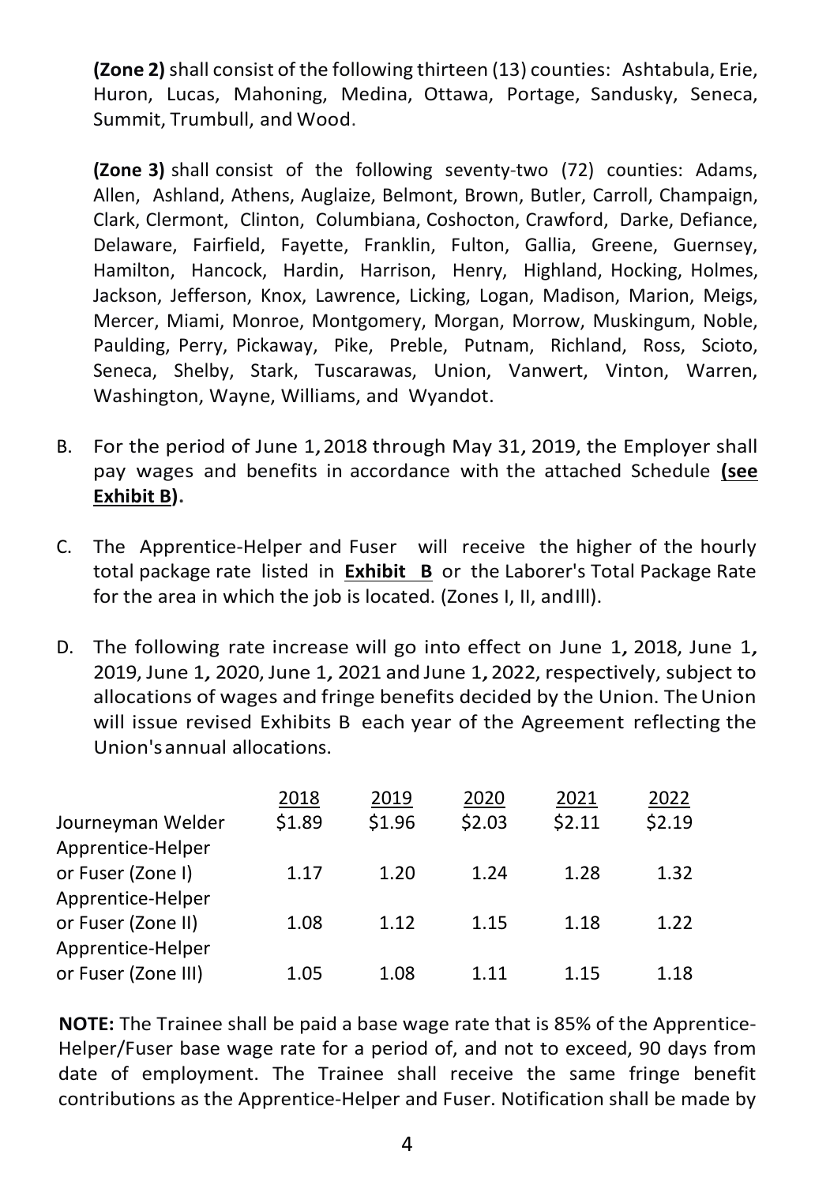**(Zone 2)** shall consist of the following thirteen (13) counties: Ashtabula, Erie, Huron, Lucas, Mahoning, Medina, Ottawa, Portage, Sandusky, Seneca, Summit, Trumbull, and Wood.

**(Zone 3)** shall consist of the following seventy-two (72) counties: Adams, Allen, Ashland, Athens, Auglaize, Belmont, Brown, Butler, Carroll, Champaign, Clark, Clermont, Clinton, Columbiana, Coshocton, Crawford, Darke, Defiance, Delaware, Fairfield, Fayette, Franklin, Fulton, Gallia, Greene, Guernsey, Hamilton, Hancock, Hardin, Harrison, Henry, Highland, Hocking, Holmes, Jackson, Jefferson, Knox, Lawrence, Licking, Logan, Madison, Marion, Meigs, Mercer, Miami, Monroe, Montgomery, Morgan, Morrow, Muskingum, Noble, Paulding, Perry, Pickaway, Pike, Preble, Putnam, Richland, Ross, Scioto, Seneca, Shelby, Stark, Tuscarawas, Union, Vanwert, Vinton, Warren, Washington, Wayne, Williams, and Wyandot.

B. For the period of June 1, 2018 through May 31, 2019, the Employer shall pay wages and benefits in accordance with the attached Schedule **(see Exhibit B).**

C. The Apprentice-Helper and Fuser will receive the higher of the hourly total package rate listed in **Exhibit B** or the Laborer's Total Package Rate for the area in which the job is located. (Zones I, II, and III).

D. The following rate increase will go into effect on June 1, 2018, June 1, 2019, June 1, 2020, June 1, 2021 and June 1, 2022, respectively, subject to allocations of wages and fringe benefits decided by the Union. The Union will issue revised Exhibits B each year of the Agreement reflecting the Union's annual allocations.

| | 2018 | 2019 | 2020 | 2021 | 2022 |
|---|---|---|---|---|---|
| Journeyman Welder | $1.89 | $1.96 | $2.03 | $2.11 | $2.19 |
| Apprentice-Helper or Fuser (Zone I) | 1.17 | 1.20 | 1.24 | 1.28 | 1.32 |
| Apprentice-Helper or Fuser (Zone II) | 1.08 | 1.12 | 1.15 | 1.18 | 1.22 |
| Apprentice-Helper or Fuser (Zone III) | 1.05 | 1.08 | 1.11 | 1.15 | 1.18 |

**NOTE:** The Trainee shall be paid a base wage rate that is 85% of the Apprentice-Helper/Fuser base wage rate for a period of, and not to exceed, 90 days from date of employment. The Trainee shall receive the same fringe benefit contributions as the Apprentice-Helper and Fuser. Notification shall be made by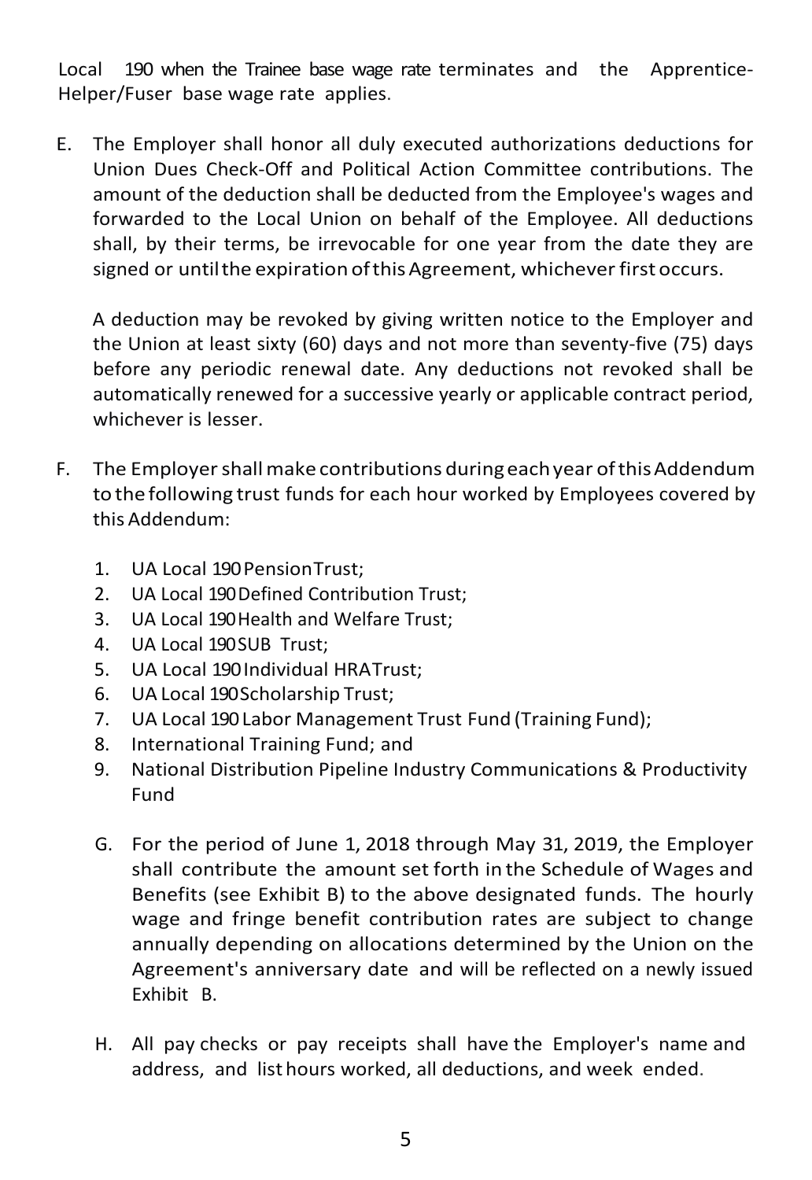Local 190 when the Trainee base wage rate terminates and the Apprentice-Helper/Fuser base wage rate applies.

E. The Employer shall honor all duly executed authorizations deductions for Union Dues Check-Off and Political Action Committee contributions. The amount of the deduction shall be deducted from the Employee's wages and forwarded to the Local Union on behalf of the Employee. All deductions shall, by their terms, be irrevocable for one year from the date they are signed or until the expiration of this Agreement, whichever first occurs.

   A deduction may be revoked by giving written notice to the Employer and the Union at least sixty (60) days and not more than seventy-five (75) days before any periodic renewal date. Any deductions not revoked shall be automatically renewed for a successive yearly or applicable contract period, whichever is lesser.

F. The Employer shall make contributions during each year of this Addendum to the following trust funds for each hour worked by Employees covered by this Addendum:

   1. UA Local 190 Pension Trust;
   2. UA Local 190 Defined Contribution Trust;
   3. UA Local 190 Health and Welfare Trust;
   4. UA Local 190 SUB Trust;
   5. UA Local 190 Individual HRA Trust;
   6. UA Local 190 Scholarship Trust;
   7. UA Local 190 Labor Management Trust Fund (Training Fund);
   8. International Training Fund; and
   9. National Distribution Pipeline Industry Communications & Productivity Fund

G. For the period of June 1, 2018 through May 31, 2019, the Employer shall contribute the amount set forth in the Schedule of Wages and Benefits (see Exhibit B) to the above designated funds. The hourly wage and fringe benefit contribution rates are subject to change annually depending on allocations determined by the Union on the Agreement's anniversary date and will be reflected on a newly issued Exhibit B.

H. All pay checks or pay receipts shall have the Employer's name and address, and list hours worked, all deductions, and week ended.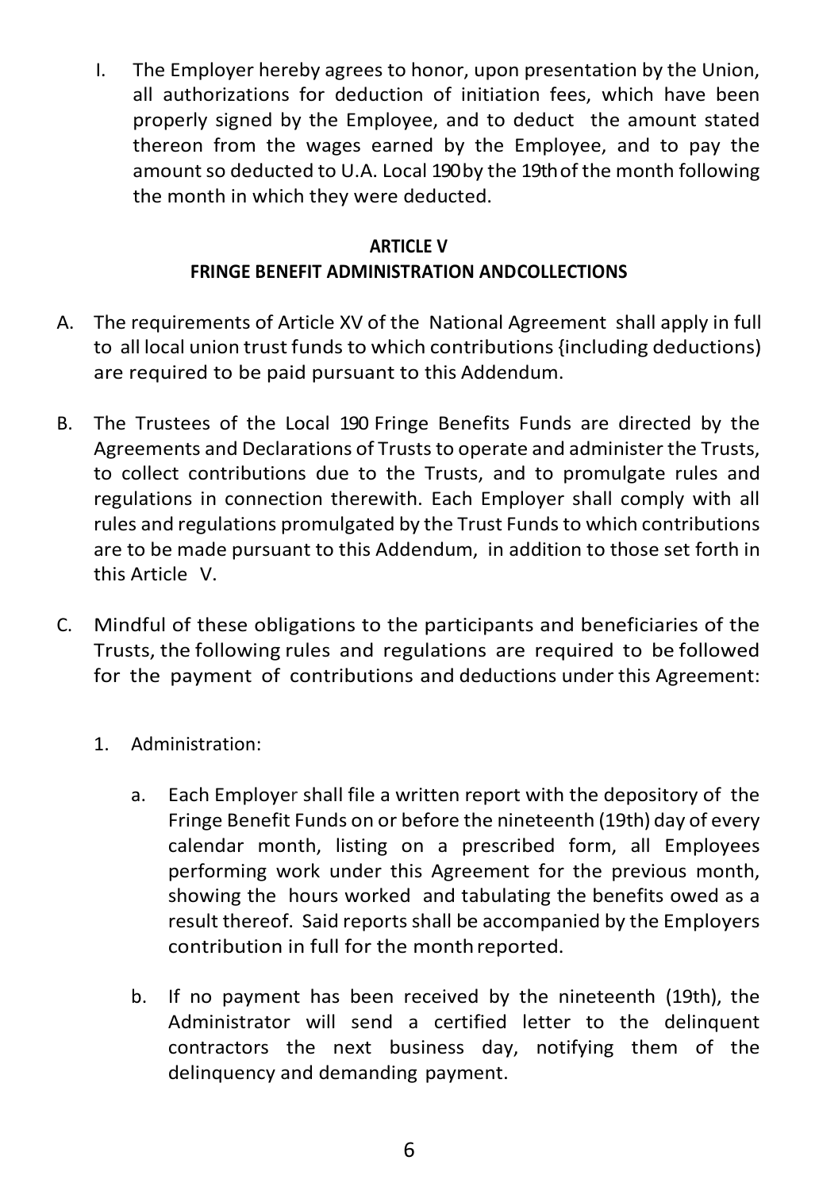I. The Employer hereby agrees to honor, upon presentation by the Union, all authorizations for deduction of initiation fees, which have been properly signed by the Employee, and to deduct the amount stated thereon from the wages earned by the Employee, and to pay the amount so deducted to U.A. Local 190 by the 19th of the month following the month in which they were deducted.

## ARTICLE V
## FRINGE BENEFIT ADMINISTRATION AND COLLECTIONS

A. The requirements of Article XV of the National Agreement shall apply in full to all local union trust funds to which contributions {including deductions) are required to be paid pursuant to this Addendum.

B. The Trustees of the Local 190 Fringe Benefits Funds are directed by the Agreements and Declarations of Trusts to operate and administer the Trusts, to collect contributions due to the Trusts, and to promulgate rules and regulations in connection therewith. Each Employer shall comply with all rules and regulations promulgated by the Trust Funds to which contributions are to be made pursuant to this Addendum, in addition to those set forth in this Article V.

C. Mindful of these obligations to the participants and beneficiaries of the Trusts, the following rules and regulations are required to be followed for the payment of contributions and deductions under this Agreement:

   1. Administration:

      a. Each Employer shall file a written report with the depository of the Fringe Benefit Funds on or before the nineteenth (19th) day of every calendar month, listing on a prescribed form, all Employees performing work under this Agreement for the previous month, showing the hours worked and tabulating the benefits owed as a result thereof. Said reports shall be accompanied by the Employers contribution in full for the month reported.

      b. If no payment has been received by the nineteenth (19th), the Administrator will send a certified letter to the delinquent contractors the next business day, notifying them of the delinquency and demanding payment.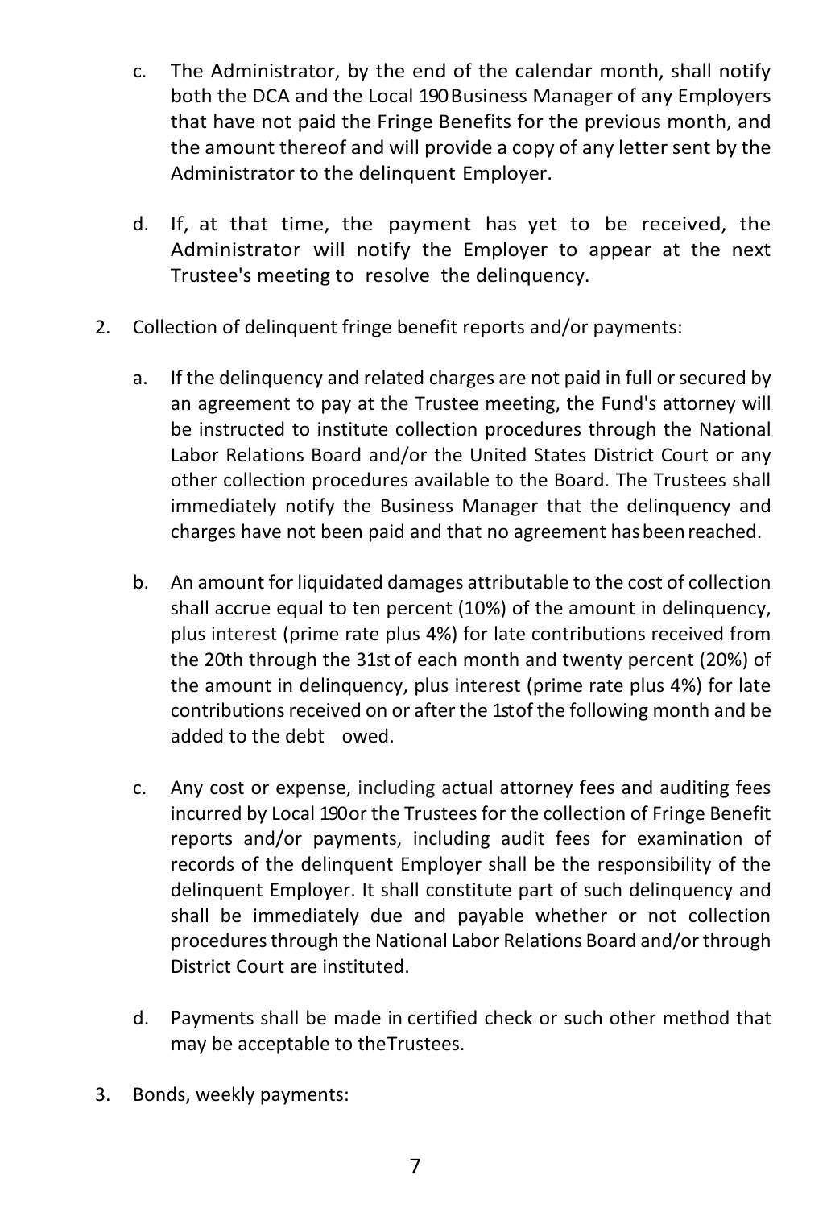c. The Administrator, by the end of the calendar month, shall notify both the DCA and the Local 190 Business Manager of any Employers that have not paid the Fringe Benefits for the previous month, and the amount thereof and will provide a copy of any letter sent by the Administrator to the delinquent Employer.

d. If, at that time, the payment has yet to be received, the Administrator will notify the Employer to appear at the next Trustee's meeting to resolve the delinquency.

2. Collection of delinquent fringe benefit reports and/or payments:

   a. If the delinquency and related charges are not paid in full or secured by an agreement to pay at the Trustee meeting, the Fund's attorney will be instructed to institute collection procedures through the National Labor Relations Board and/or the United States District Court or any other collection procedures available to the Board. The Trustees shall immediately notify the Business Manager that the delinquency and charges have not been paid and that no agreement has been reached.

   b. An amount for liquidated damages attributable to the cost of collection shall accrue equal to ten percent (10%) of the amount in delinquency, plus interest (prime rate plus 4%) for late contributions received from the 20th through the 31st of each month and twenty percent (20%) of the amount in delinquency, plus interest (prime rate plus 4%) for late contributions received on or after the 1st of the following month and be added to the debt owed.

   c. Any cost or expense, including actual attorney fees and auditing fees incurred by Local 190 or the Trustees for the collection of Fringe Benefit reports and/or payments, including audit fees for examination of records of the delinquent Employer shall be the responsibility of the delinquent Employer. It shall constitute part of such delinquency and shall be immediately due and payable whether or not collection procedures through the National Labor Relations Board and/or through District Court are instituted.

   d. Payments shall be made in certified check or such other method that may be acceptable to the Trustees.

3. Bonds, weekly payments: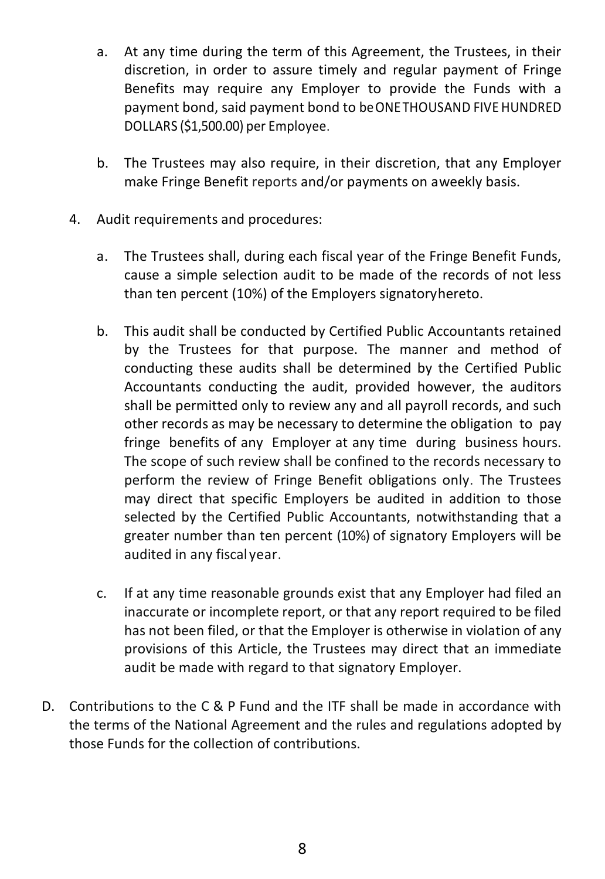a. At any time during the term of this Agreement, the Trustees, in their discretion, in order to assure timely and regular payment of Fringe Benefits may require any Employer to provide the Funds with a payment bond, said payment bond to be ONE THOUSAND FIVE HUNDRED DOLLARS ($1,500.00) per Employee.

b. The Trustees may also require, in their discretion, that any Employer make Fringe Benefit reports and/or payments on a weekly basis.

4. Audit requirements and procedures:

   a. The Trustees shall, during each fiscal year of the Fringe Benefit Funds, cause a simple selection audit to be made of the records of not less than ten percent (10%) of the Employers signatory hereto.

   b. This audit shall be conducted by Certified Public Accountants retained by the Trustees for that purpose. The manner and method of conducting these audits shall be determined by the Certified Public Accountants conducting the audit, provided however, the auditors shall be permitted only to review any and all payroll records, and such other records as may be necessary to determine the obligation to pay fringe benefits of any Employer at any time during business hours. The scope of such review shall be confined to the records necessary to perform the review of Fringe Benefit obligations only. The Trustees may direct that specific Employers be audited in addition to those selected by the Certified Public Accountants, notwithstanding that a greater number than ten percent (10%) of signatory Employers will be audited in any fiscal year.

   c. If at any time reasonable grounds exist that any Employer had filed an inaccurate or incomplete report, or that any report required to be filed has not been filed, or that the Employer is otherwise in violation of any provisions of this Article, the Trustees may direct that an immediate audit be made with regard to that signatory Employer.

D. Contributions to the C & P Fund and the ITF shall be made in accordance with the terms of the National Agreement and the rules and regulations adopted by those Funds for the collection of contributions.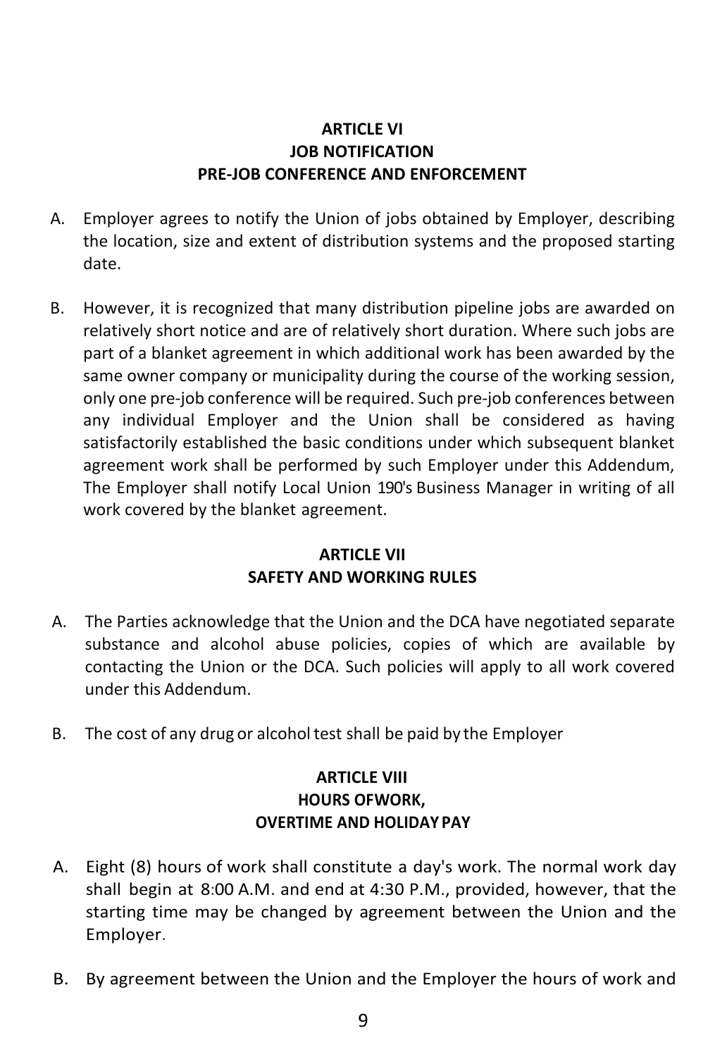## ARTICLE VI
## JOB NOTIFICATION
## PRE-JOB CONFERENCE AND ENFORCEMENT

A. Employer agrees to notify the Union of jobs obtained by Employer, describing the location, size and extent of distribution systems and the proposed starting date.

B. However, it is recognized that many distribution pipeline jobs are awarded on relatively short notice and are of relatively short duration. Where such jobs are part of a blanket agreement in which additional work has been awarded by the same owner company or municipality during the course of the working session, only one pre-job conference will be required. Such pre-job conferences between any individual Employer and the Union shall be considered as having satisfactorily established the basic conditions under which subsequent blanket agreement work shall be performed by such Employer under this Addendum, The Employer shall notify Local Union 190's Business Manager in writing of all work covered by the blanket agreement.

## ARTICLE VII
## SAFETY AND WORKING RULES

A. The Parties acknowledge that the Union and the DCA have negotiated separate substance and alcohol abuse policies, copies of which are available by contacting the Union or the DCA. Such policies will apply to all work covered under this Addendum.

B. The cost of any drug or alcohol test shall be paid by the Employer

## ARTICLE VIII
## HOURS OFWORK,
## OVERTIME AND HOLIDAY PAY

A. Eight (8) hours of work shall constitute a day's work. The normal work day shall begin at 8:00 A.M. and end at 4:30 P.M., provided, however, that the starting time may be changed by agreement between the Union and the Employer.

B. By agreement between the Union and the Employer the hours of work and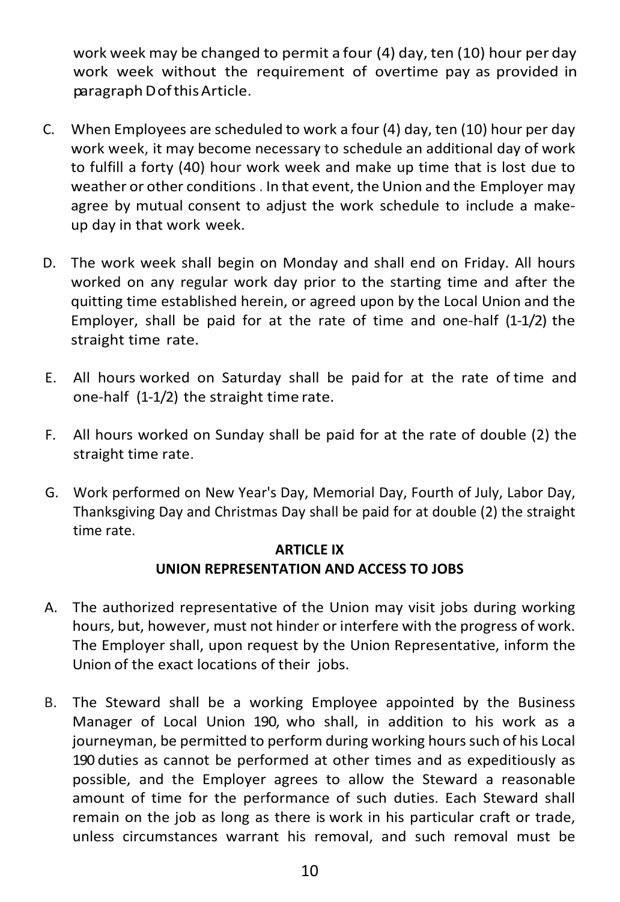work week may be changed to permit a four (4) day, ten (10) hour per day work week without the requirement of overtime pay as provided in paragraph D of this Article.

C. When Employees are scheduled to work a four (4) day, ten (10) hour per day work week, it may become necessary to schedule an additional day of work to fulfill a forty (40) hour work week and make up time that is lost due to weather or other conditions . In that event, the Union and the Employer may agree by mutual consent to adjust the work schedule to include a make-up day in that work week.

D. The work week shall begin on Monday and shall end on Friday. All hours worked on any regular work day prior to the starting time and after the quitting time established herein, or agreed upon by the Local Union and the Employer, shall be paid for at the rate of time and one-half (1-1/2) the straight time rate.

E. All hours worked on Saturday shall be paid for at the rate of time and one-half (1-1/2) the straight time rate.

F. All hours worked on Sunday shall be paid for at the rate of double (2) the straight time rate.

G. Work performed on New Year's Day, Memorial Day, Fourth of July, Labor Day, Thanksgiving Day and Christmas Day shall be paid for at double (2) the straight time rate.

## ARTICLE IX
## UNION REPRESENTATION AND ACCESS TO JOBS

A. The authorized representative of the Union may visit jobs during working hours, but, however, must not hinder or interfere with the progress of work. The Employer shall, upon request by the Union Representative, inform the Union of the exact locations of their jobs.

B. The Steward shall be a working Employee appointed by the Business Manager of Local Union 190, who shall, in addition to his work as a journeyman, be permitted to perform during working hours such of his Local 190 duties as cannot be performed at other times and as expeditiously as possible, and the Employer agrees to allow the Steward a reasonable amount of time for the performance of such duties. Each Steward shall remain on the job as long as there is work in his particular craft or trade, unless circumstances warrant his removal, and such removal must be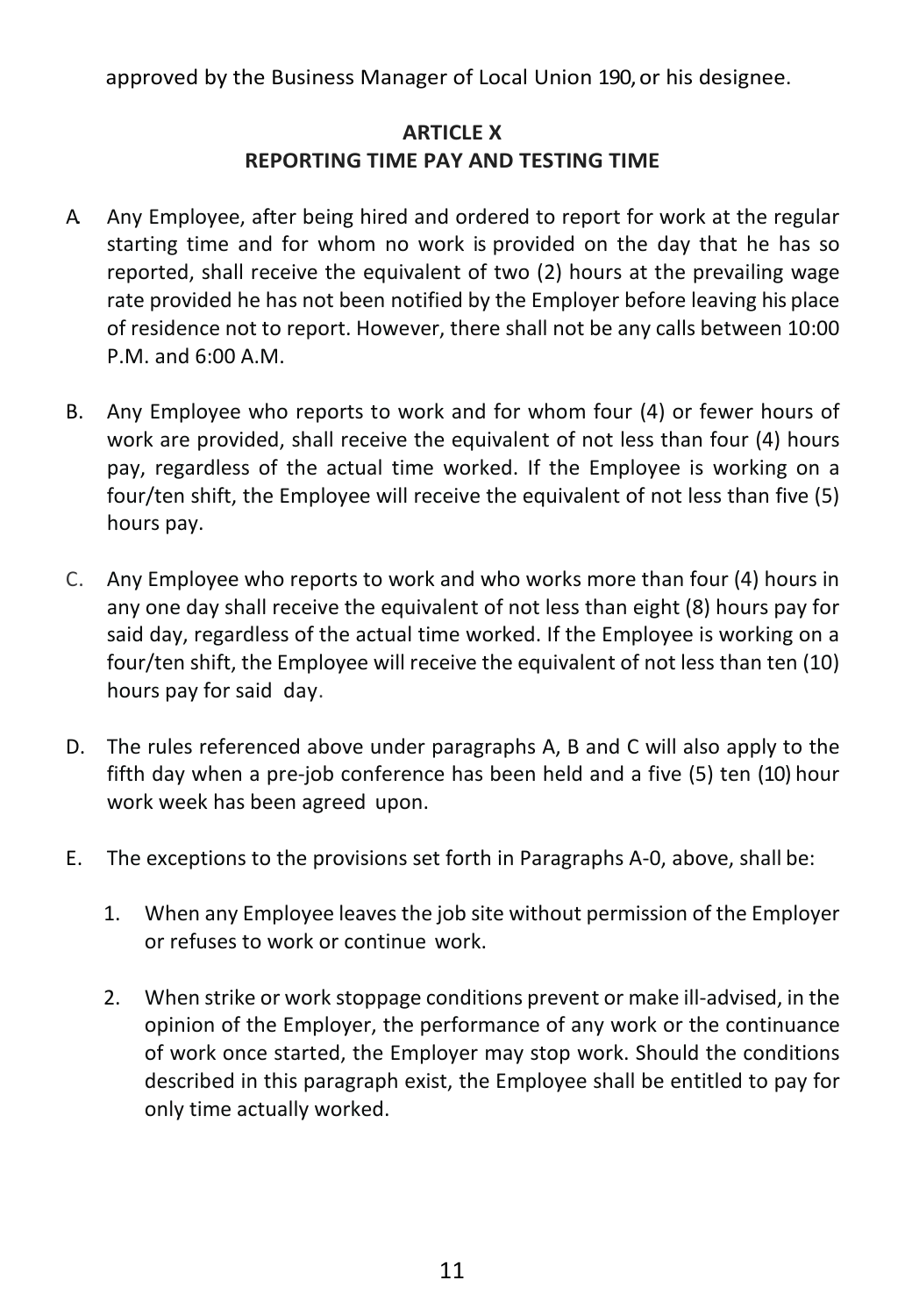approved by the Business Manager of Local Union 190, or his designee.

## ARTICLE X
## REPORTING TIME PAY AND TESTING TIME

A. Any Employee, after being hired and ordered to report for work at the regular starting time and for whom no work is provided on the day that he has so reported, shall receive the equivalent of two (2) hours at the prevailing wage rate provided he has not been notified by the Employer before leaving his place of residence not to report. However, there shall not be any calls between 10:00 P.M. and 6:00 A.M.

B. Any Employee who reports to work and for whom four (4) or fewer hours of work are provided, shall receive the equivalent of not less than four (4) hours pay, regardless of the actual time worked. If the Employee is working on a four/ten shift, the Employee will receive the equivalent of not less than five (5) hours pay.

C. Any Employee who reports to work and who works more than four (4) hours in any one day shall receive the equivalent of not less than eight (8) hours pay for said day, regardless of the actual time worked. If the Employee is working on a four/ten shift, the Employee will receive the equivalent of not less than ten (10) hours pay for said day.

D. The rules referenced above under paragraphs A, B and C will also apply to the fifth day when a pre-job conference has been held and a five (5) ten (10) hour work week has been agreed upon.

E. The exceptions to the provisions set forth in Paragraphs A-0, above, shall be:

   1. When any Employee leaves the job site without permission of the Employer or refuses to work or continue work.

   2. When strike or work stoppage conditions prevent or make ill-advised, in the opinion of the Employer, the performance of any work or the continuance of work once started, the Employer may stop work. Should the conditions described in this paragraph exist, the Employee shall be entitled to pay for only time actually worked.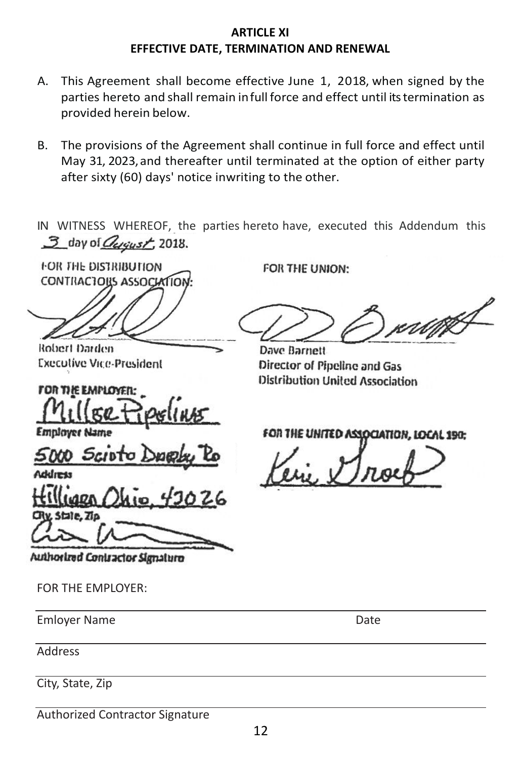## ARTICLE XI
## EFFECTIVE DATE, TERMINATION AND RENEWAL

A. This Agreement shall become effective June 1, 2018, when signed by the parties hereto and shall remain in full force and effect until its termination as provided herein below.

B. The provisions of the Agreement shall continue in full force and effect until May 31, 2023, and thereafter until terminated at the option of either party after sixty (60) days' notice inwriting to the other.

IN WITNESS WHEREOF, the parties hereto have, executed this Addendum this 3 day of August, 2018.

FOR THE DISTRIBUTION CONTRACTORS ASSOCIATION:

Robert Darden
Executive Vice-President

FOR THE UNION:

Dave Barnett
Director of Pipeline and Gas Distribution United Association

FOR THE EMPLOYER:

Miller Pipeline
Employer Name

5000 Scioto Darby Rd
Address

Hilliard Ohio, 43026
City, State, Zip

Authorized Contractor Signature

FOR THE UNITED ASSOCIATION, LOCAL 190:

Kerie Groef

FOR THE EMPLOYER:

Emloyer Name Date

Address

City, State, Zip

Authorized Contractor Signature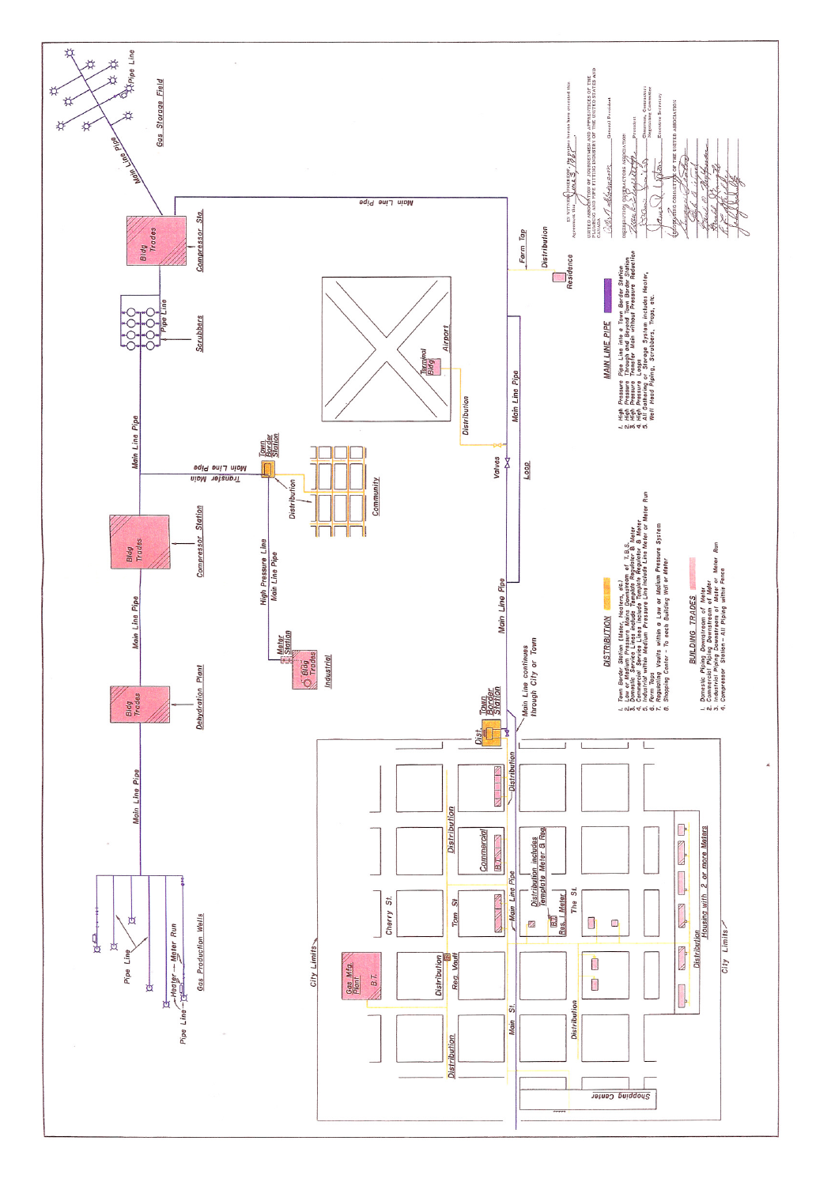Gas Storage Field

Pipe Line

Main Line Pipe

Bldg Trades

Compressor Sta.

Scrubbers

Pipe Line

Main Line Pipe

Main Line Pipe

Transfer Main

Town Border Station

Distribution

Community

Bldg Trades

Compressor Station

High Pressure Line

Main Line Pipe

Meter Station

Bldg Trades

Industrial

Main Line Pipe

Bldg Trades

Dehydration Plant

Main Line Pipe

Pipe Line

Heater — Meter Run

Pipe Line

Gas Production Wells

Airport

Terminal Bldg

Distribution

Valves

Loop

Main Line Pipe

Main Line Pipe

Farm Tap

Distribution

Residence

Main Line continues through City or Town

Town Border Station

Dist.

City Limits

Gas Mfg. Plant

B.T.

Cherry St.

Tom St.

Main St.

The St.

Distribution

Reg. Vault

Commercial

Main Line Pipe

Distribution includes Template Meter & Reg.

Res. Meter

Distribution

Distribution

Housing with 2 or more Meters

City Limits

Shopping Center

## MAIN LINE PIPE

1. High Pressure Pipe Line into a Town Border Station
2. High Pressure Through and Beyond Town Border Station
3. High Pressure Transfer Main without Pressure Reduction
4. High Pressure Loops
5. All Gathering or Storage System includes Heater, Well Head Piping, Scrubbers, Traps, etc.

## DISTRIBUTION

1. Town Border Station (Meter, Heaters, etc.)
2. Low or Medium Pressure Mains Downstream of T.B.S.
3. Domestic Service Lines include Template Regulator & Meter
4. Commercial Service Lines include Template Regulator & Meter
5. Industrial within Medium Pressure Lines include Line Meter or Meter Run
6. Farm Taps
7. Regulating Vaults within a Low or Medium Pressure System
8. Shopping Center – To each Building Wall or Meter

## BUILDING TRADES

1. Domestic Piping Downstream of Meter
2. Commercial Piping Downstream of Meter
3. Industrial Piping Downstream of Meter or Meter Run
4. Compressor Station – All Piping within Fence

IN WITNESS WHEREOF, the parties hereto have executed this Agreement this ___ day of ___, 1961.

UNITED ASSOCIATION OF JOURNEYMEN AND APPRENTICES OF THE PLUMBING AND PIPE FITTING INDUSTRY OF THE UNITED STATES AND CANADA

General President

DISTRIBUTION CONTRACTORS ASSOCIATION

President

Chairman, Contractors Negotiating Committee

Executive Secretary

NEGOTIATING COMMITTEE OF THE UNITED ASSOCIATION